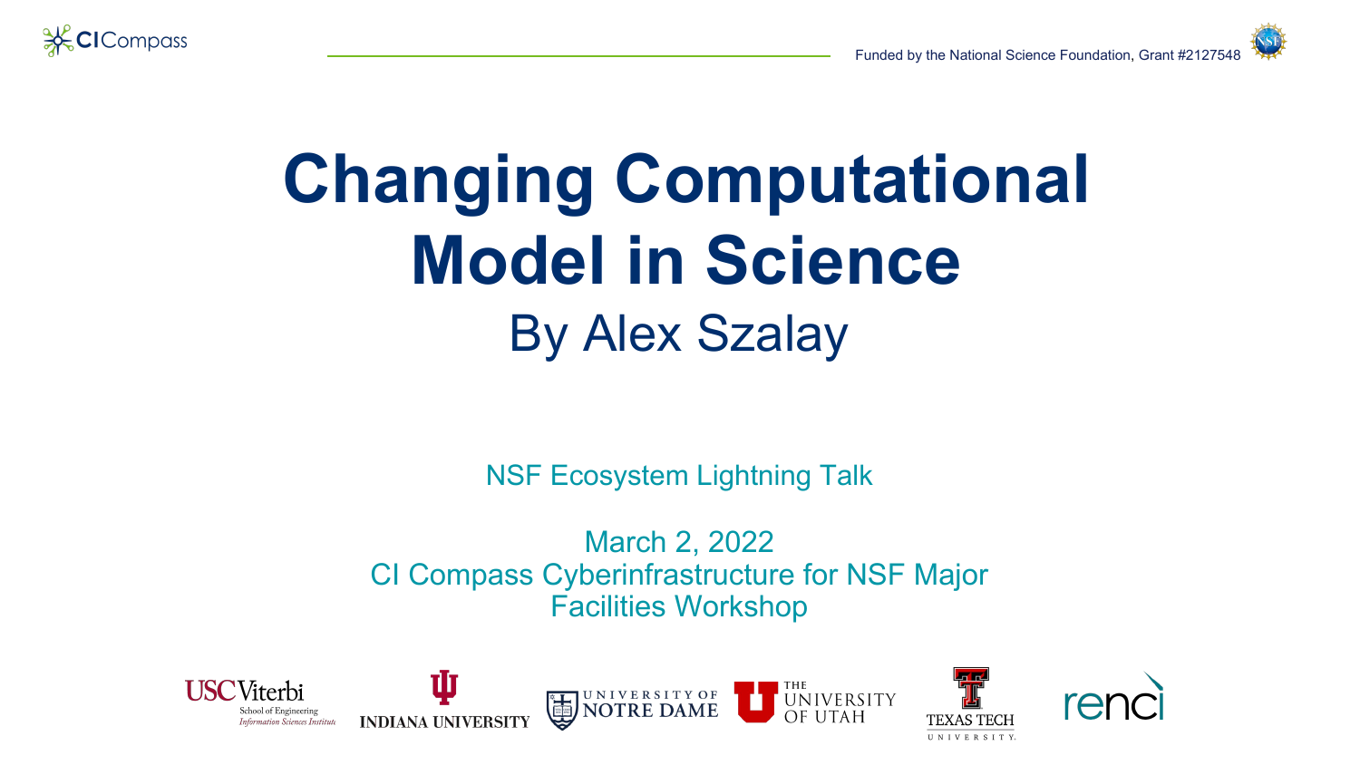Funded by the National Science Foundation, Grant #2127548

# Changing Computational Model in Science

## By Alex Szalay

NSF Ecosystem Lightning Talk

March 2, 2022
CI Compass Cyberinfrastructure for NSF Major Facilities Workshop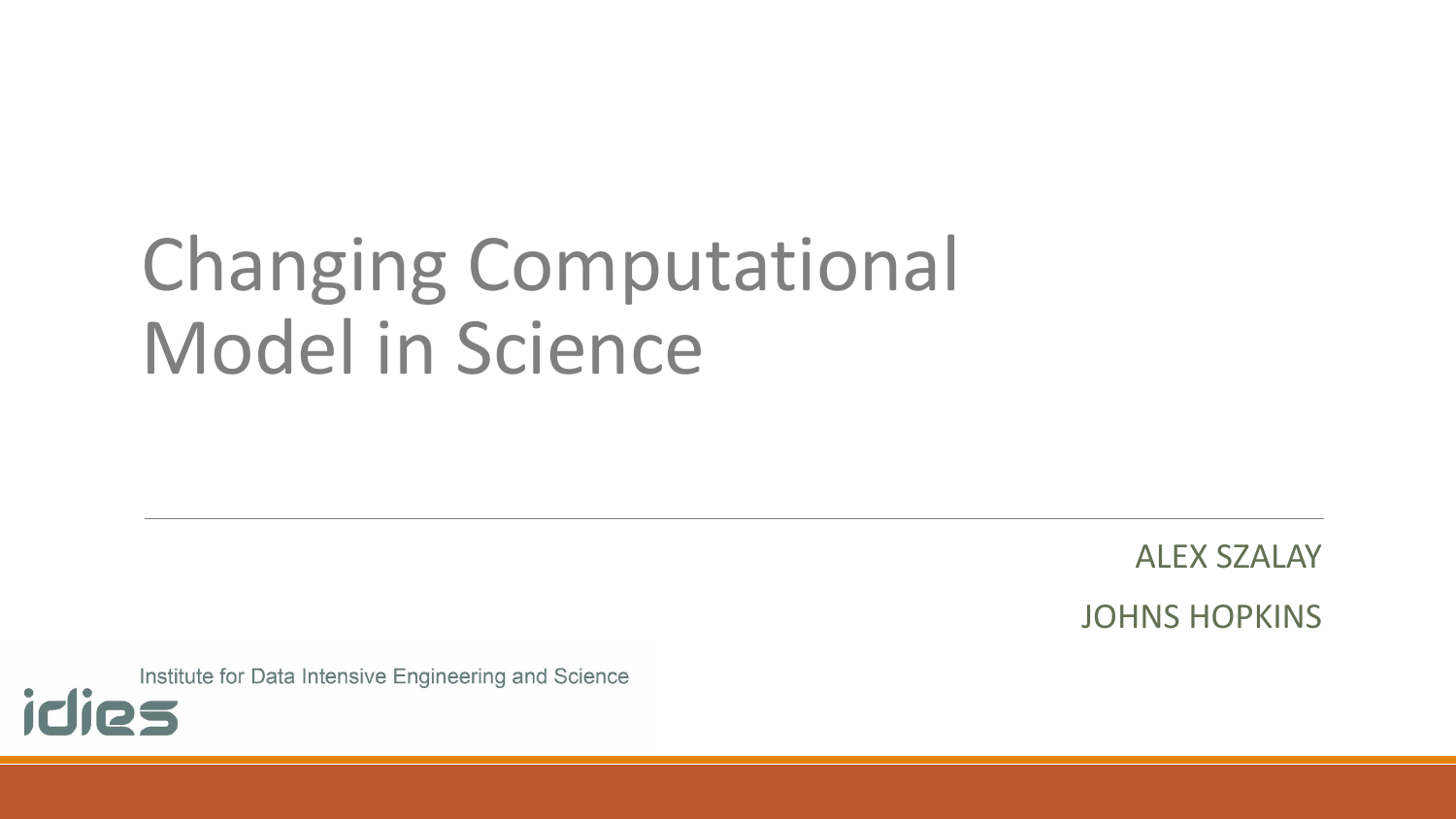# Changing Computational Model in Science

ALEX SZALAY

JOHNS HOPKINS

Institute for Data Intensive Engineering and Science

idies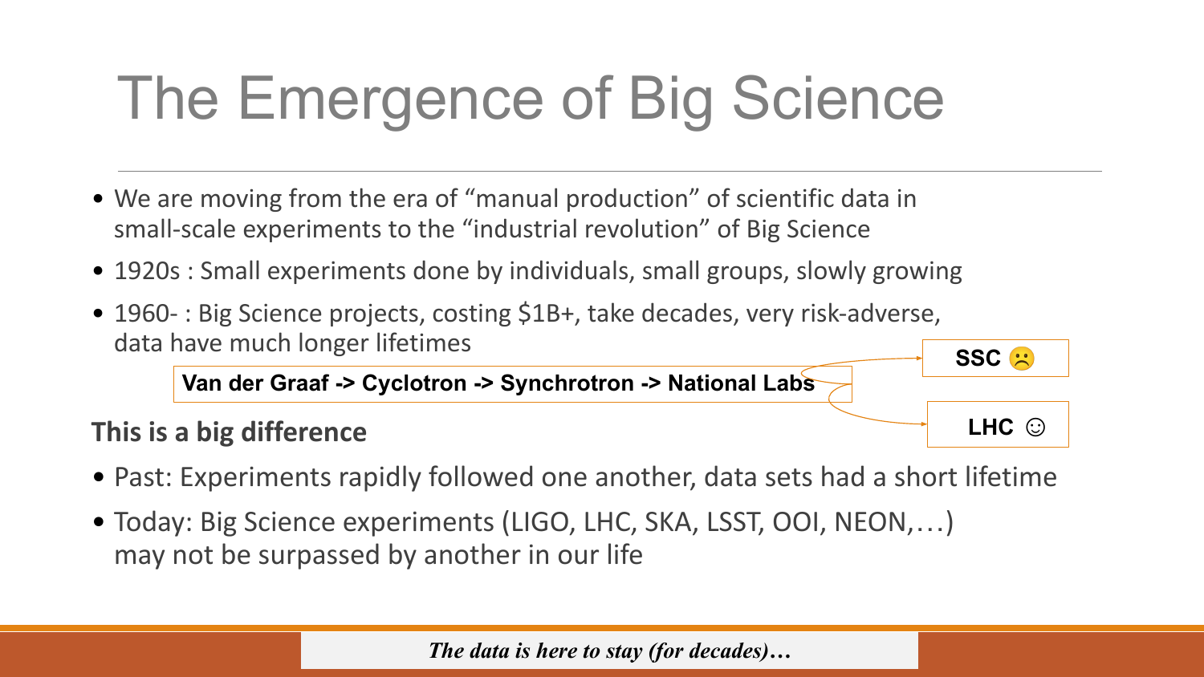# The Emergence of Big Science

- We are moving from the era of "manual production" of scientific data in small-scale experiments to the "industrial revolution" of Big Science
- 1920s : Small experiments done by individuals, small groups, slowly growing
- 1960- : Big Science projects, costing $1B+, take decades, very risk-adverse, data have much longer lifetimes

**Van der Graaf -> Cyclotron -> Synchrotron -> National Labs**

**SSC** ☹

**LHC** ☺

**This is a big difference**

- Past: Experiments rapidly followed one another, data sets had a short lifetime
- Today: Big Science experiments (LIGO, LHC, SKA, LSST, OOI, NEON,…) may not be surpassed by another in our life

***The data is here to stay (for decades)…***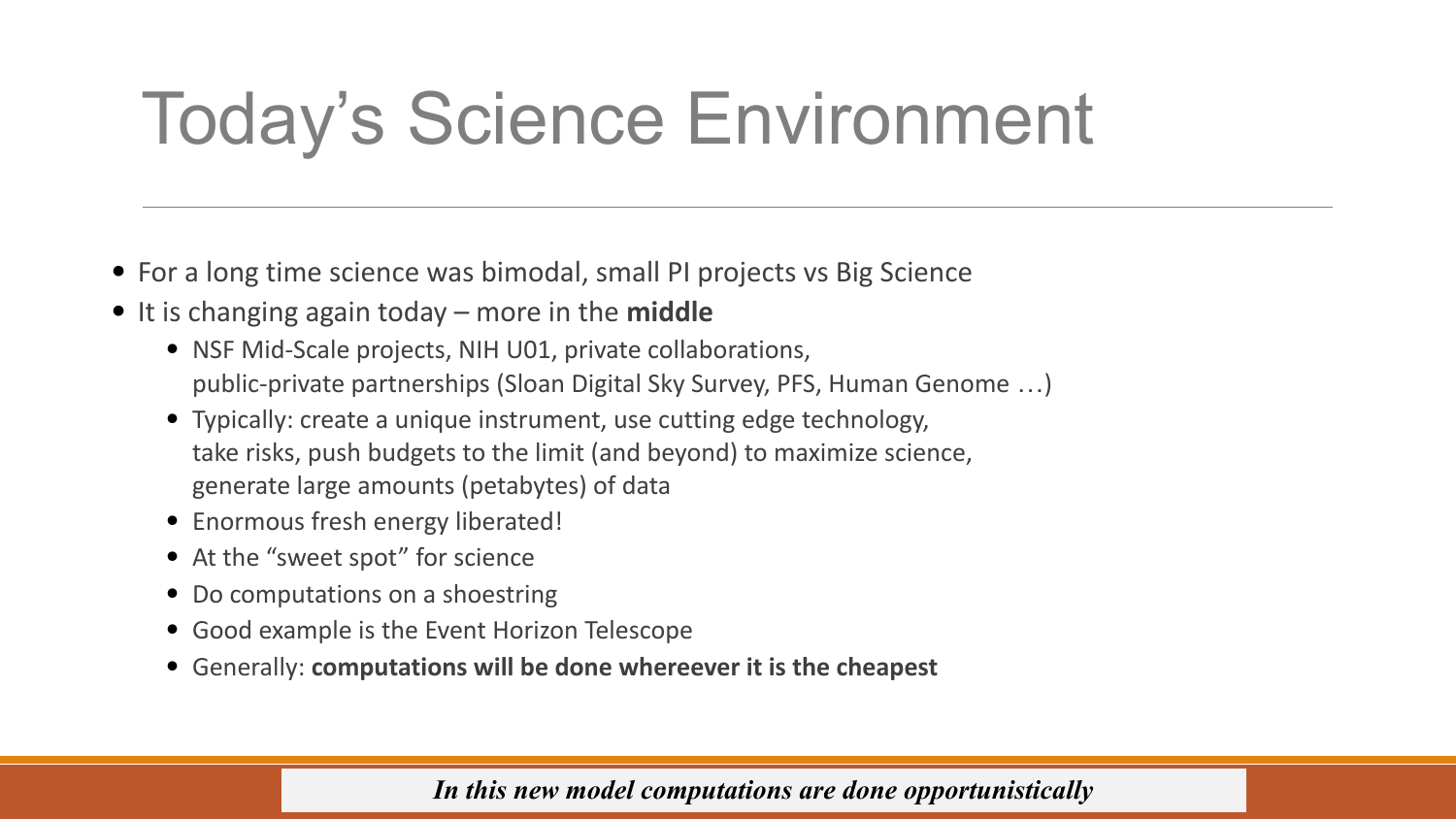# Today's Science Environment

- For a long time science was bimodal, small PI projects vs Big Science
- It is changing again today – more in the **middle**
  - NSF Mid-Scale projects, NIH U01, private collaborations, public-private partnerships (Sloan Digital Sky Survey, PFS, Human Genome …)
  - Typically: create a unique instrument, use cutting edge technology, take risks, push budgets to the limit (and beyond) to maximize science, generate large amounts (petabytes) of data
  - Enormous fresh energy liberated!
  - At the "sweet spot" for science
  - Do computations on a shoestring
  - Good example is the Event Horizon Telescope
  - Generally: **computations will be done whereever it is the cheapest**

***In this new model computations are done opportunistically***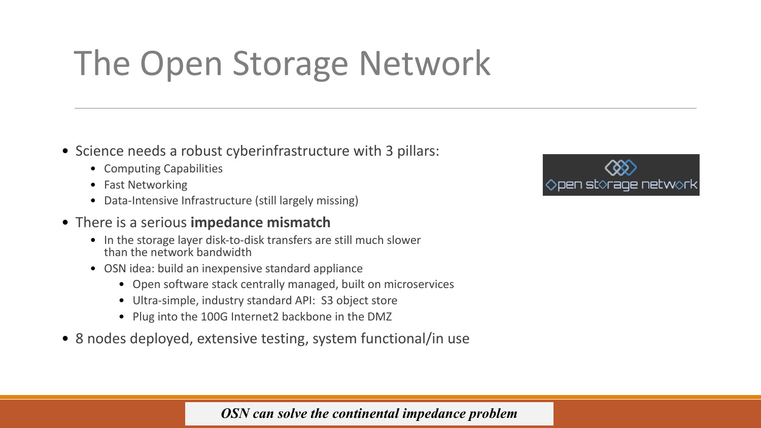# The Open Storage Network

- Science needs a robust cyberinfrastructure with 3 pillars:
  - Computing Capabilities
  - Fast Networking
  - Data-Intensive Infrastructure (still largely missing)
- There is a serious **impedance mismatch**
  - In the storage layer disk-to-disk transfers are still much slower than the network bandwidth
  - OSN idea: build an inexpensive standard appliance
    - Open software stack centrally managed, built on microservices
    - Ultra-simple, industry standard API: S3 object store
    - Plug into the 100G Internet2 backbone in the DMZ
- 8 nodes deployed, extensive testing, system functional/in use

open storage network

***OSN can solve the continental impedance problem***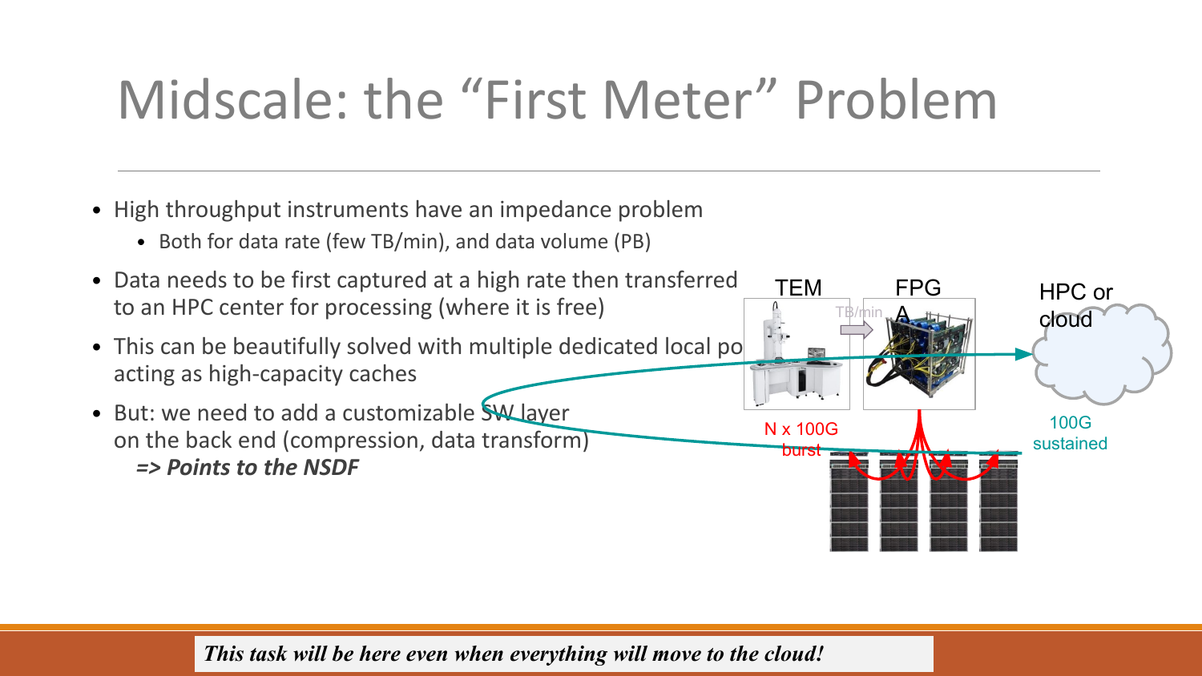# Midscale: the "First Meter" Problem

- High throughput instruments have an impedance problem
  - Both for data rate (few TB/min), and data volume (PB)
- Data needs to be first captured at a high rate then transferred to an HPC center for processing (where it is free)
- This can be beautifully solved with multiple dedicated local po acting as high-capacity caches
- But: we need to add a customizable SW layer on the back end (compression, data transform)
  ***=> Points to the NSDF***

TEM

FPGA

TB/min

HPC or cloud

N x 100G burst

100G sustained

***This task will be here even when everything will move to the cloud!***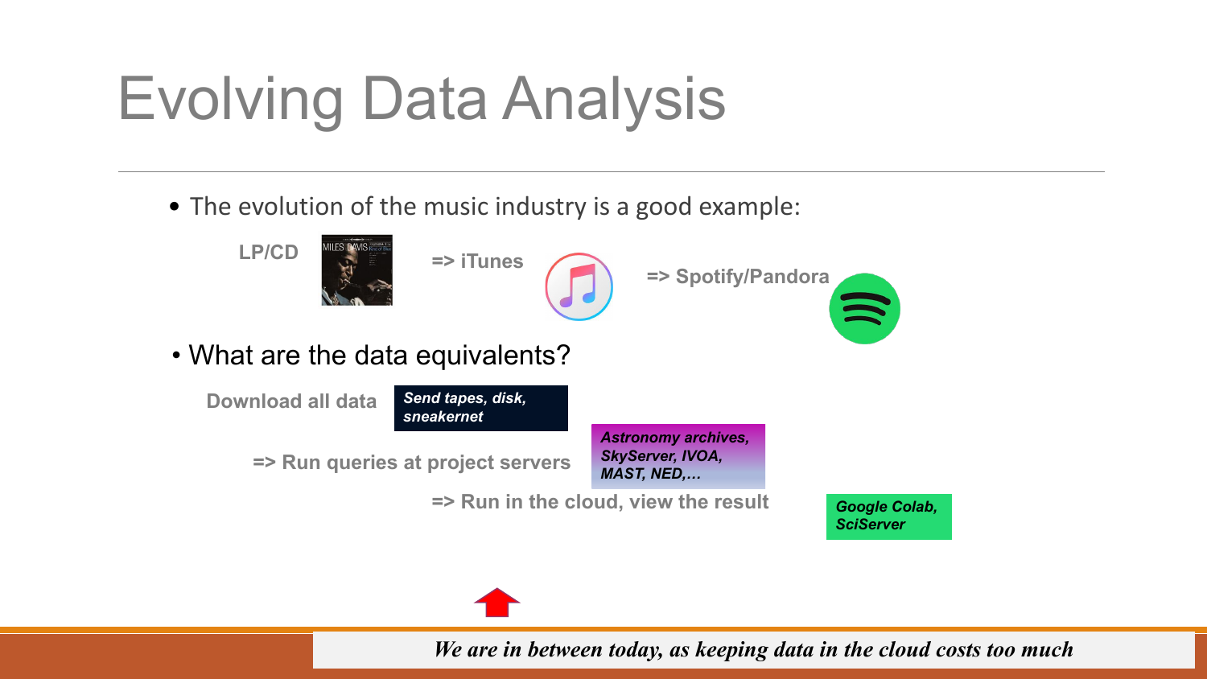# Evolving Data Analysis

- The evolution of the music industry is a good example:

**LP/CD** **=> iTunes** **=> Spotify/Pandora**

- What are the data equivalents?

**Download all data** ***Send tapes, disk, sneakernet***

**=> Run queries at project servers** ***Astronomy archives, SkyServer, IVOA, MAST, NED,…***

**=> Run in the cloud, view the result** ***Google Colab, SciServer***

*We are in between today, as keeping data in the cloud costs too much*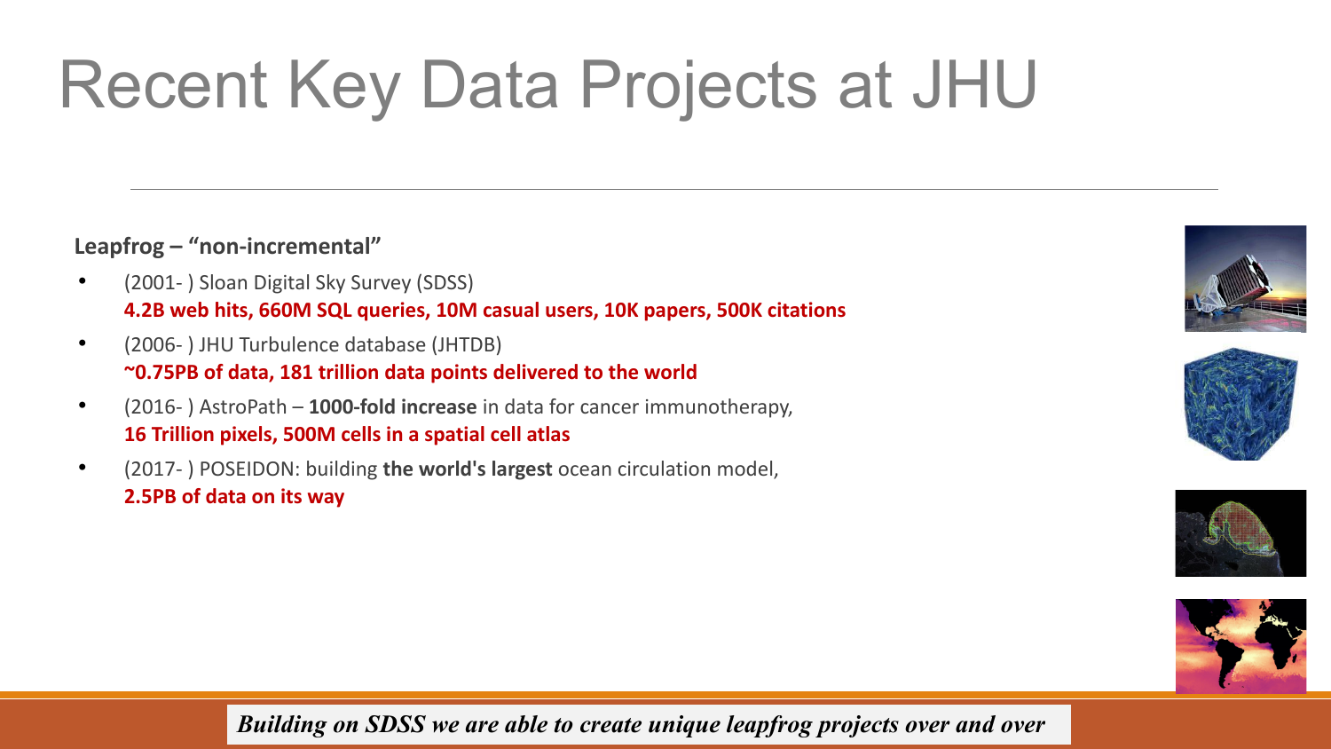# Recent Key Data Projects at JHU

**Leapfrog – "non-incremental"**

- (2001- ) Sloan Digital Sky Survey (SDSS)
  **4.2B web hits, 660M SQL queries, 10M casual users, 10K papers, 500K citations**
- (2006- ) JHU Turbulence database (JHTDB)
  **~0.75PB of data, 181 trillion data points delivered to the world**
- (2016- ) AstroPath – **1000-fold increase** in data for cancer immunotherapy,
  **16 Trillion pixels, 500M cells in a spatial cell atlas**
- (2017- ) POSEIDON: building **the world's largest** ocean circulation model,
  **2.5PB of data on its way**

***Building on SDSS we are able to create unique leapfrog projects over and over***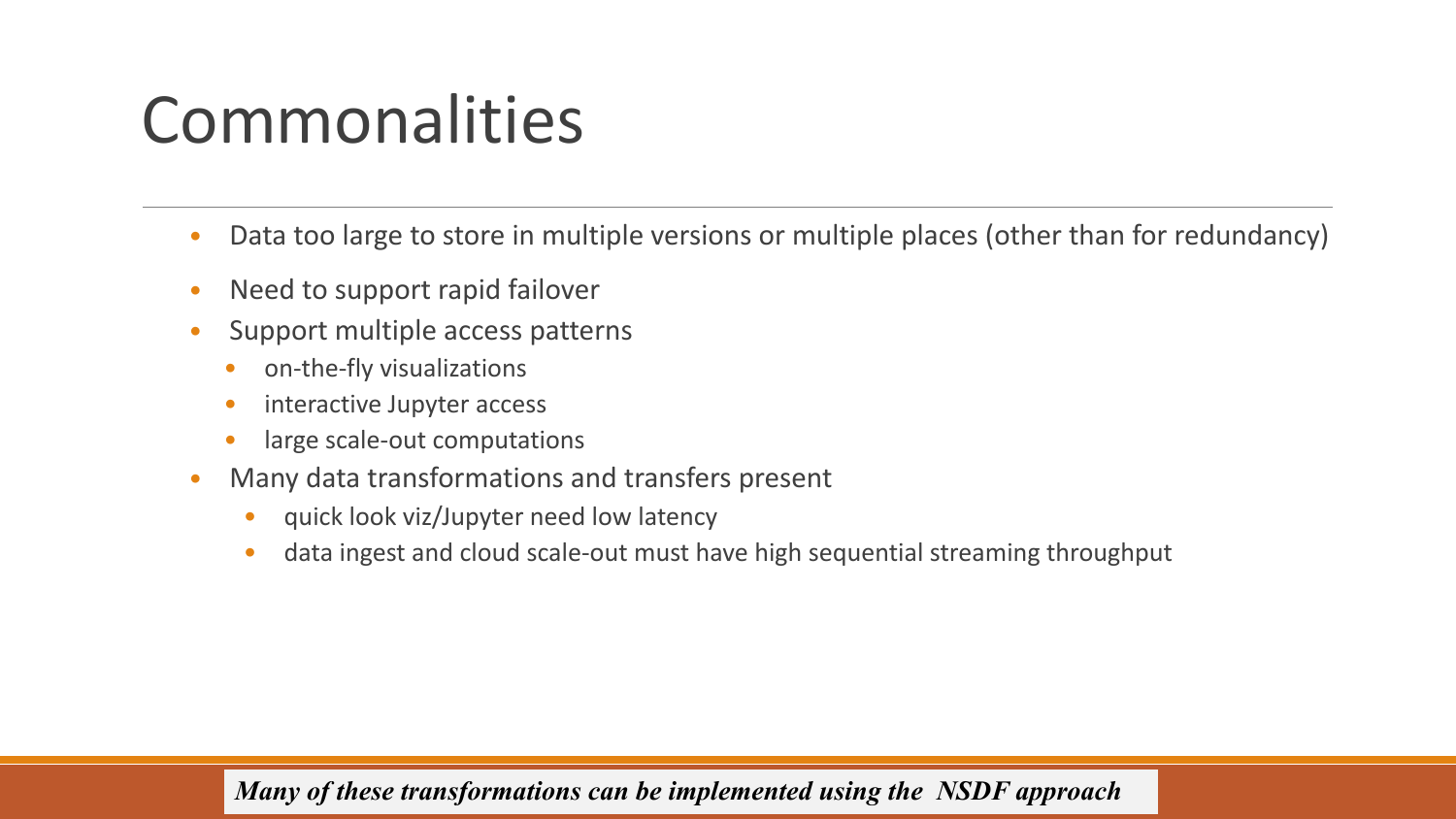# Commonalities

- Data too large to store in multiple versions or multiple places (other than for redundancy)
- Need to support rapid failover
- Support multiple access patterns
  - on-the-fly visualizations
  - interactive Jupyter access
  - large scale-out computations
- Many data transformations and transfers present
  - quick look viz/Jupyter need low latency
  - data ingest and cloud scale-out must have high sequential streaming throughput

***Many of these transformations can be implemented using the NSDF approach***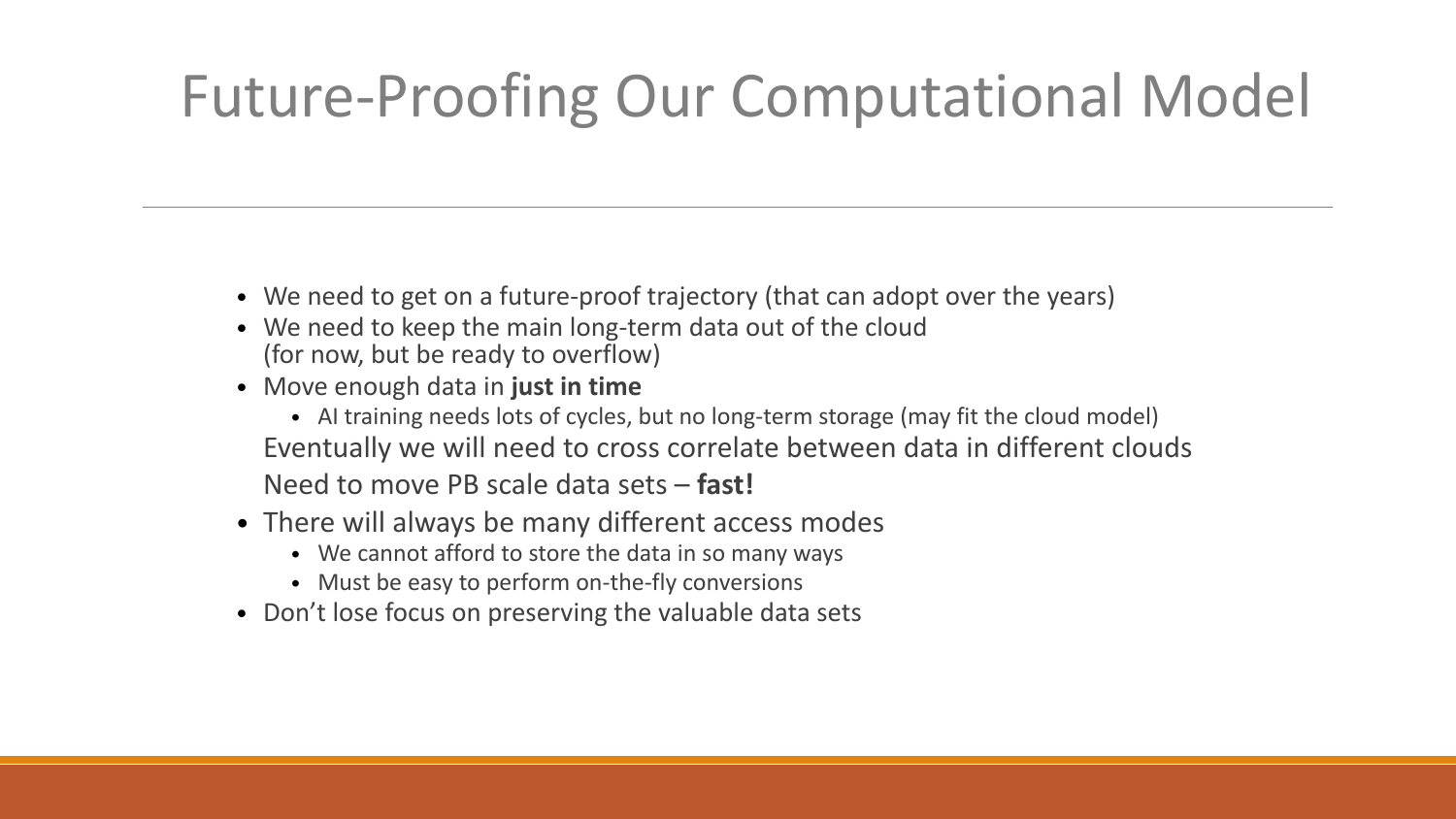# Future-Proofing Our Computational Model

- We need to get on a future-proof trajectory (that can adopt over the years)
- We need to keep the main long-term data out of the cloud
  (for now, but be ready to overflow)
- Move enough data in **just in time**
  - AI training needs lots of cycles, but no long-term storage (may fit the cloud model)

  Eventually we will need to cross correlate between data in different clouds

  Need to move PB scale data sets – **fast!**
- There will always be many different access modes
  - We cannot afford to store the data in so many ways
  - Must be easy to perform on-the-fly conversions
- Don't lose focus on preserving the valuable data sets